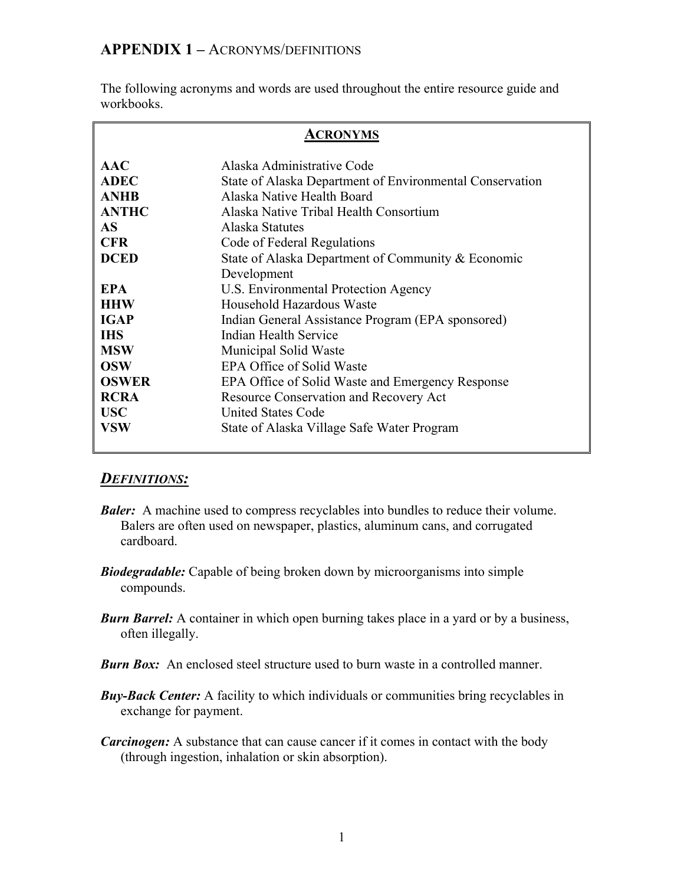# APPENDIX 1 – ACRONYMS/DEFINITIONS

The following acronyms and words are used throughout the entire resource guide and workbooks.

## ACRONYMS

| Acronym | Definition |
|---|---|
| **AAC** | Alaska Administrative Code |
| **ADEC** | State of Alaska Department of Environmental Conservation |
| **ANHB** | Alaska Native Health Board |
| **ANTHC** | Alaska Native Tribal Health Consortium |
| **AS** | Alaska Statutes |
| **CFR** | Code of Federal Regulations |
| **DCED** | State of Alaska Department of Community & Economic Development |
| **EPA** | U.S. Environmental Protection Agency |
| **HHW** | Household Hazardous Waste |
| **IGAP** | Indian General Assistance Program (EPA sponsored) |
| **IHS** | Indian Health Service |
| **MSW** | Municipal Solid Waste |
| **OSW** | EPA Office of Solid Waste |
| **OSWER** | EPA Office of Solid Waste and Emergency Response |
| **RCRA** | Resource Conservation and Recovery Act |
| **USC** | United States Code |
| **VSW** | State of Alaska Village Safe Water Program |

## *DEFINITIONS:*

***Baler:*** A machine used to compress recyclables into bundles to reduce their volume. Balers are often used on newspaper, plastics, aluminum cans, and corrugated cardboard.

***Biodegradable:*** Capable of being broken down by microorganisms into simple compounds.

***Burn Barrel:*** A container in which open burning takes place in a yard or by a business, often illegally.

***Burn Box:*** An enclosed steel structure used to burn waste in a controlled manner.

***Buy-Back Center:*** A facility to which individuals or communities bring recyclables in exchange for payment.

***Carcinogen:*** A substance that can cause cancer if it comes in contact with the body (through ingestion, inhalation or skin absorption).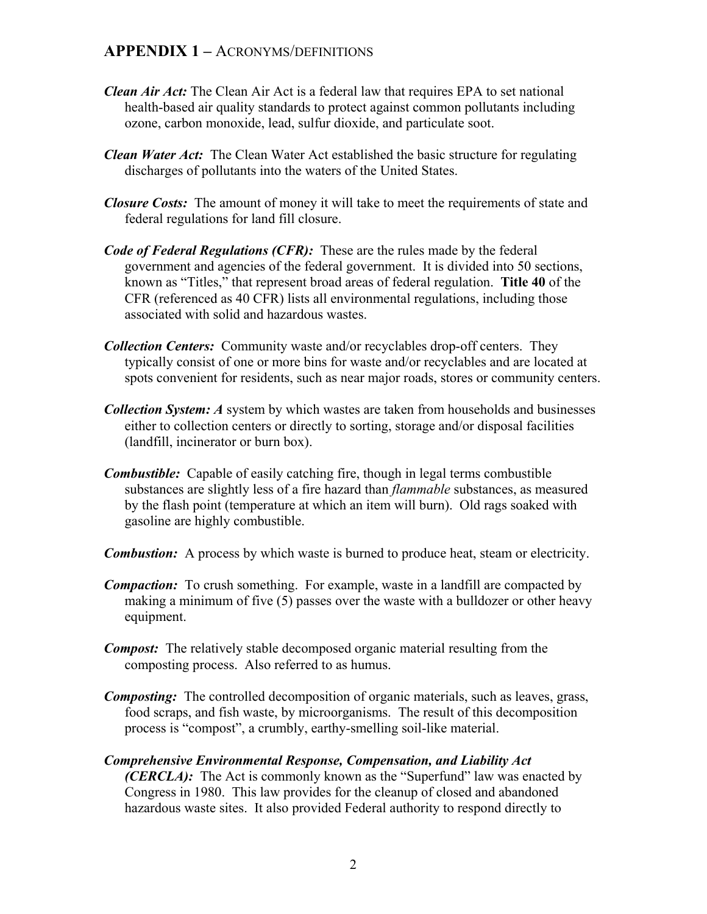## APPENDIX 1 – ACRONYMS/DEFINITIONS

***Clean Air Act:*** The Clean Air Act is a federal law that requires EPA to set national health-based air quality standards to protect against common pollutants including ozone, carbon monoxide, lead, sulfur dioxide, and particulate soot.

***Clean Water Act:*** The Clean Water Act established the basic structure for regulating discharges of pollutants into the waters of the United States.

***Closure Costs:*** The amount of money it will take to meet the requirements of state and federal regulations for land fill closure.

***Code of Federal Regulations (CFR):*** These are the rules made by the federal government and agencies of the federal government. It is divided into 50 sections, known as "Titles," that represent broad areas of federal regulation. **Title 40** of the CFR (referenced as 40 CFR) lists all environmental regulations, including those associated with solid and hazardous wastes.

***Collection Centers:*** Community waste and/or recyclables drop-off centers. They typically consist of one or more bins for waste and/or recyclables and are located at spots convenient for residents, such as near major roads, stores or community centers.

***Collection System: A*** system by which wastes are taken from households and businesses either to collection centers or directly to sorting, storage and/or disposal facilities (landfill, incinerator or burn box).

***Combustible:*** Capable of easily catching fire, though in legal terms combustible substances are slightly less of a fire hazard than *flammable* substances, as measured by the flash point (temperature at which an item will burn). Old rags soaked with gasoline are highly combustible.

***Combustion:*** A process by which waste is burned to produce heat, steam or electricity.

***Compaction:*** To crush something. For example, waste in a landfill are compacted by making a minimum of five (5) passes over the waste with a bulldozer or other heavy equipment.

***Compost:*** The relatively stable decomposed organic material resulting from the composting process. Also referred to as humus.

***Composting:*** The controlled decomposition of organic materials, such as leaves, grass, food scraps, and fish waste, by microorganisms. The result of this decomposition process is "compost", a crumbly, earthy-smelling soil-like material.

***Comprehensive Environmental Response, Compensation, and Liability Act (CERCLA):*** The Act is commonly known as the "Superfund" law was enacted by Congress in 1980. This law provides for the cleanup of closed and abandoned hazardous waste sites. It also provided Federal authority to respond directly to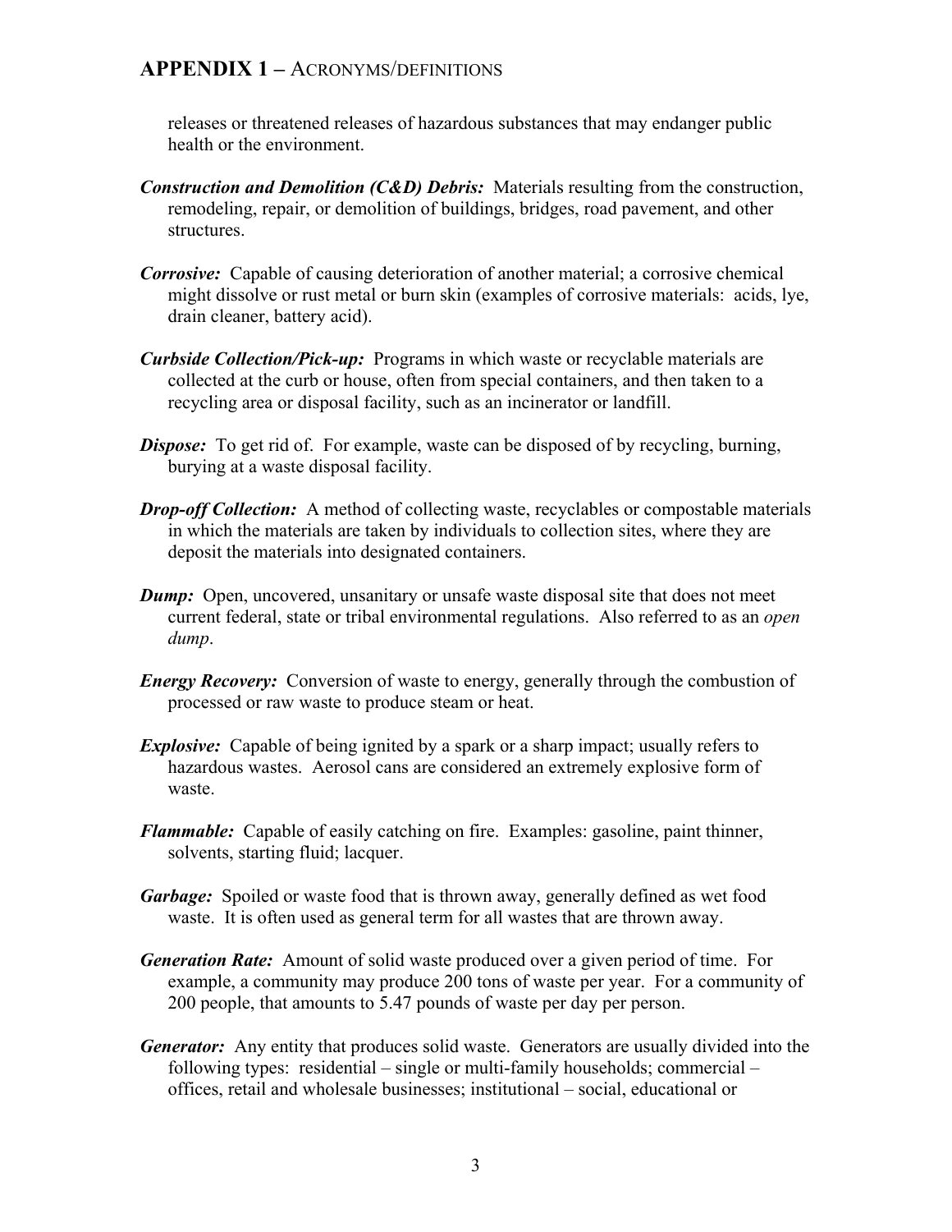releases or threatened releases of hazardous substances that may endanger public health or the environment.

***Construction and Demolition (C&D) Debris:*** Materials resulting from the construction, remodeling, repair, or demolition of buildings, bridges, road pavement, and other structures.

***Corrosive:*** Capable of causing deterioration of another material; a corrosive chemical might dissolve or rust metal or burn skin (examples of corrosive materials: acids, lye, drain cleaner, battery acid).

***Curbside Collection/Pick-up:*** Programs in which waste or recyclable materials are collected at the curb or house, often from special containers, and then taken to a recycling area or disposal facility, such as an incinerator or landfill.

***Dispose:*** To get rid of. For example, waste can be disposed of by recycling, burning, burying at a waste disposal facility.

***Drop-off Collection:*** A method of collecting waste, recyclables or compostable materials in which the materials are taken by individuals to collection sites, where they are deposit the materials into designated containers.

***Dump:*** Open, uncovered, unsanitary or unsafe waste disposal site that does not meet current federal, state or tribal environmental regulations. Also referred to as an *open dump*.

***Energy Recovery:*** Conversion of waste to energy, generally through the combustion of processed or raw waste to produce steam or heat.

***Explosive:*** Capable of being ignited by a spark or a sharp impact; usually refers to hazardous wastes. Aerosol cans are considered an extremely explosive form of waste.

***Flammable:*** Capable of easily catching on fire. Examples: gasoline, paint thinner, solvents, starting fluid; lacquer.

***Garbage:*** Spoiled or waste food that is thrown away, generally defined as wet food waste. It is often used as general term for all wastes that are thrown away.

***Generation Rate:*** Amount of solid waste produced over a given period of time. For example, a community may produce 200 tons of waste per year. For a community of 200 people, that amounts to 5.47 pounds of waste per day per person.

***Generator:*** Any entity that produces solid waste. Generators are usually divided into the following types: residential – single or multi-family households; commercial – offices, retail and wholesale businesses; institutional – social, educational or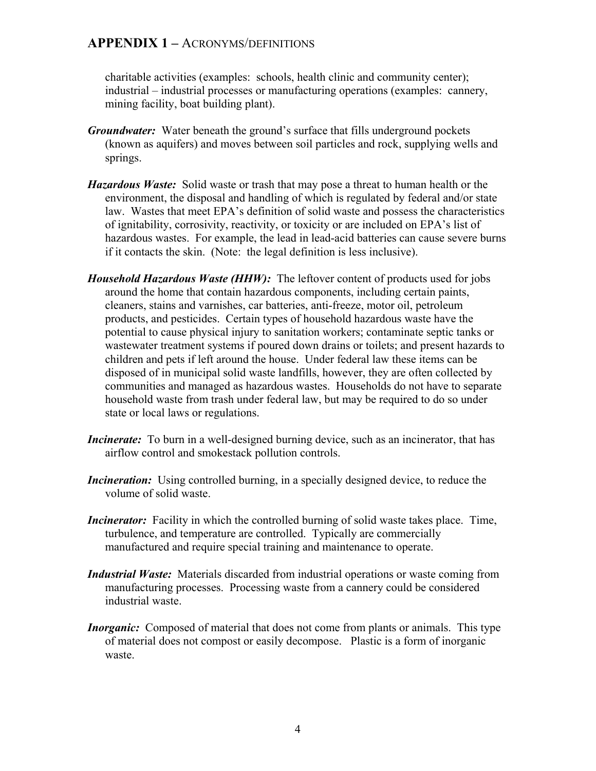charitable activities (examples: schools, health clinic and community center); industrial – industrial processes or manufacturing operations (examples: cannery, mining facility, boat building plant).

***Groundwater:*** Water beneath the ground's surface that fills underground pockets (known as aquifers) and moves between soil particles and rock, supplying wells and springs.

***Hazardous Waste:*** Solid waste or trash that may pose a threat to human health or the environment, the disposal and handling of which is regulated by federal and/or state law. Wastes that meet EPA's definition of solid waste and possess the characteristics of ignitability, corrosivity, reactivity, or toxicity or are included on EPA's list of hazardous wastes. For example, the lead in lead-acid batteries can cause severe burns if it contacts the skin. (Note: the legal definition is less inclusive).

***Household Hazardous Waste (HHW):*** The leftover content of products used for jobs around the home that contain hazardous components, including certain paints, cleaners, stains and varnishes, car batteries, anti-freeze, motor oil, petroleum products, and pesticides. Certain types of household hazardous waste have the potential to cause physical injury to sanitation workers; contaminate septic tanks or wastewater treatment systems if poured down drains or toilets; and present hazards to children and pets if left around the house. Under federal law these items can be disposed of in municipal solid waste landfills, however, they are often collected by communities and managed as hazardous wastes. Households do not have to separate household waste from trash under federal law, but may be required to do so under state or local laws or regulations.

***Incinerate:*** To burn in a well-designed burning device, such as an incinerator, that has airflow control and smokestack pollution controls.

***Incineration:*** Using controlled burning, in a specially designed device, to reduce the volume of solid waste.

***Incinerator:*** Facility in which the controlled burning of solid waste takes place. Time, turbulence, and temperature are controlled. Typically are commercially manufactured and require special training and maintenance to operate.

***Industrial Waste:*** Materials discarded from industrial operations or waste coming from manufacturing processes. Processing waste from a cannery could be considered industrial waste.

***Inorganic:*** Composed of material that does not come from plants or animals. This type of material does not compost or easily decompose. Plastic is a form of inorganic waste.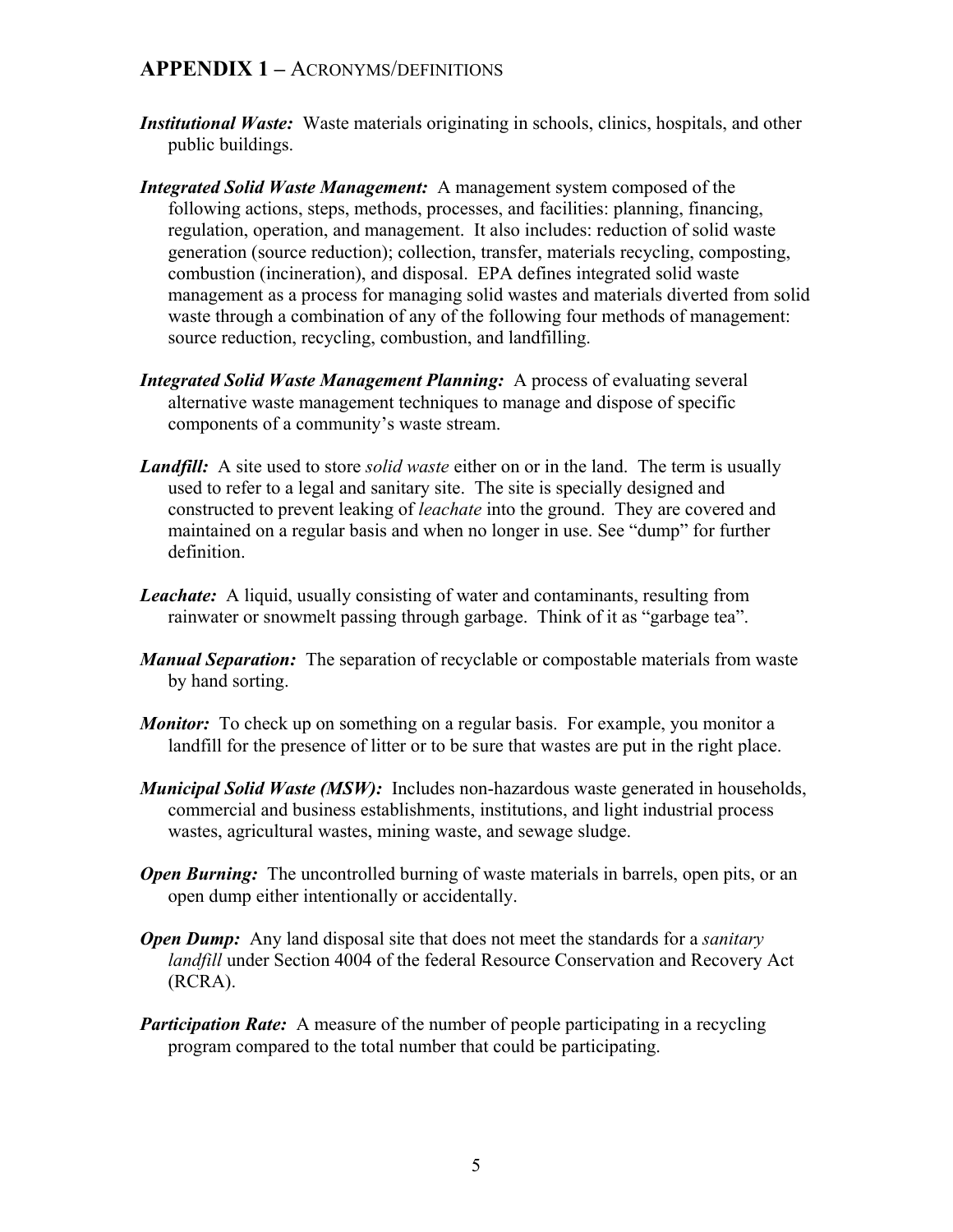## APPENDIX 1 – ACRONYMS/DEFINITIONS

***Institutional Waste:*** Waste materials originating in schools, clinics, hospitals, and other public buildings.

***Integrated Solid Waste Management:*** A management system composed of the following actions, steps, methods, processes, and facilities: planning, financing, regulation, operation, and management. It also includes: reduction of solid waste generation (source reduction); collection, transfer, materials recycling, composting, combustion (incineration), and disposal. EPA defines integrated solid waste management as a process for managing solid wastes and materials diverted from solid waste through a combination of any of the following four methods of management: source reduction, recycling, combustion, and landfilling.

***Integrated Solid Waste Management Planning:*** A process of evaluating several alternative waste management techniques to manage and dispose of specific components of a community's waste stream.

***Landfill:*** A site used to store *solid waste* either on or in the land. The term is usually used to refer to a legal and sanitary site. The site is specially designed and constructed to prevent leaking of *leachate* into the ground. They are covered and maintained on a regular basis and when no longer in use. See "dump" for further definition.

***Leachate:*** A liquid, usually consisting of water and contaminants, resulting from rainwater or snowmelt passing through garbage. Think of it as "garbage tea".

***Manual Separation:*** The separation of recyclable or compostable materials from waste by hand sorting.

***Monitor:*** To check up on something on a regular basis. For example, you monitor a landfill for the presence of litter or to be sure that wastes are put in the right place.

***Municipal Solid Waste (MSW):*** Includes non-hazardous waste generated in households, commercial and business establishments, institutions, and light industrial process wastes, agricultural wastes, mining waste, and sewage sludge.

***Open Burning:*** The uncontrolled burning of waste materials in barrels, open pits, or an open dump either intentionally or accidentally.

***Open Dump:*** Any land disposal site that does not meet the standards for a *sanitary landfill* under Section 4004 of the federal Resource Conservation and Recovery Act (RCRA).

***Participation Rate:*** A measure of the number of people participating in a recycling program compared to the total number that could be participating.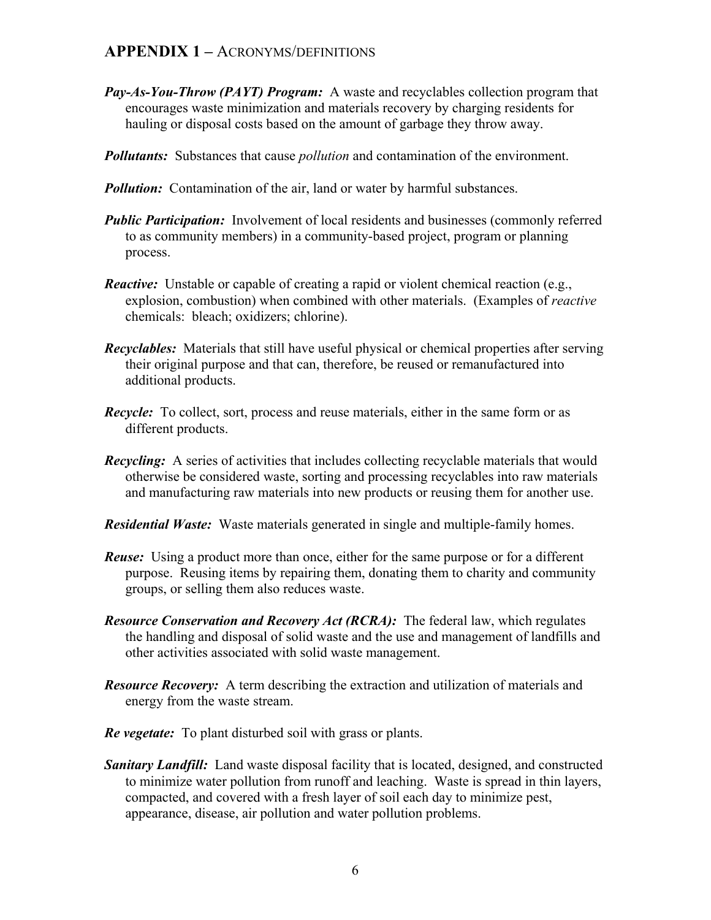## APPENDIX 1 – ACRONYMS/DEFINITIONS

***Pay-As-You-Throw (PAYT) Program:*** A waste and recyclables collection program that encourages waste minimization and materials recovery by charging residents for hauling or disposal costs based on the amount of garbage they throw away.

***Pollutants:*** Substances that cause *pollution* and contamination of the environment.

***Pollution:*** Contamination of the air, land or water by harmful substances.

***Public Participation:*** Involvement of local residents and businesses (commonly referred to as community members) in a community-based project, program or planning process.

***Reactive:*** Unstable or capable of creating a rapid or violent chemical reaction (e.g., explosion, combustion) when combined with other materials. (Examples of *reactive* chemicals: bleach; oxidizers; chlorine).

***Recyclables:*** Materials that still have useful physical or chemical properties after serving their original purpose and that can, therefore, be reused or remanufactured into additional products.

***Recycle:*** To collect, sort, process and reuse materials, either in the same form or as different products.

***Recycling:*** A series of activities that includes collecting recyclable materials that would otherwise be considered waste, sorting and processing recyclables into raw materials and manufacturing raw materials into new products or reusing them for another use.

***Residential Waste:*** Waste materials generated in single and multiple-family homes.

***Reuse:*** Using a product more than once, either for the same purpose or for a different purpose. Reusing items by repairing them, donating them to charity and community groups, or selling them also reduces waste.

***Resource Conservation and Recovery Act (RCRA):*** The federal law, which regulates the handling and disposal of solid waste and the use and management of landfills and other activities associated with solid waste management.

***Resource Recovery:*** A term describing the extraction and utilization of materials and energy from the waste stream.

***Re vegetate:*** To plant disturbed soil with grass or plants.

***Sanitary Landfill:*** Land waste disposal facility that is located, designed, and constructed to minimize water pollution from runoff and leaching. Waste is spread in thin layers, compacted, and covered with a fresh layer of soil each day to minimize pest, appearance, disease, air pollution and water pollution problems.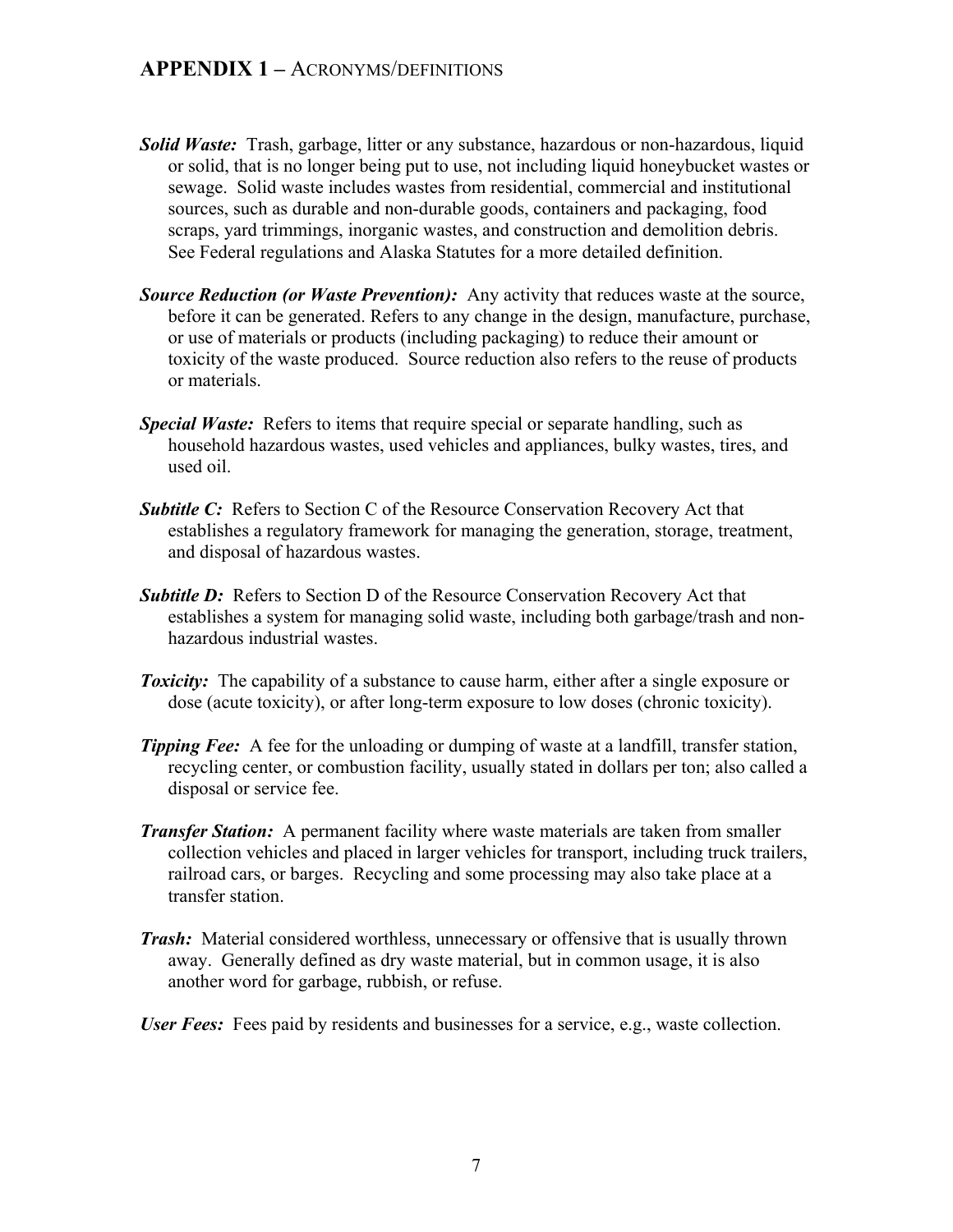## APPENDIX 1 – ACRONYMS/DEFINITIONS

***Solid Waste:*** Trash, garbage, litter or any substance, hazardous or non-hazardous, liquid or solid, that is no longer being put to use, not including liquid honeybucket wastes or sewage. Solid waste includes wastes from residential, commercial and institutional sources, such as durable and non-durable goods, containers and packaging, food scraps, yard trimmings, inorganic wastes, and construction and demolition debris. See Federal regulations and Alaska Statutes for a more detailed definition.

***Source Reduction (or Waste Prevention):*** Any activity that reduces waste at the source, before it can be generated. Refers to any change in the design, manufacture, purchase, or use of materials or products (including packaging) to reduce their amount or toxicity of the waste produced. Source reduction also refers to the reuse of products or materials.

***Special Waste:*** Refers to items that require special or separate handling, such as household hazardous wastes, used vehicles and appliances, bulky wastes, tires, and used oil.

***Subtitle C:*** Refers to Section C of the Resource Conservation Recovery Act that establishes a regulatory framework for managing the generation, storage, treatment, and disposal of hazardous wastes.

***Subtitle D:*** Refers to Section D of the Resource Conservation Recovery Act that establishes a system for managing solid waste, including both garbage/trash and non-hazardous industrial wastes.

***Toxicity:*** The capability of a substance to cause harm, either after a single exposure or dose (acute toxicity), or after long-term exposure to low doses (chronic toxicity).

***Tipping Fee:*** A fee for the unloading or dumping of waste at a landfill, transfer station, recycling center, or combustion facility, usually stated in dollars per ton; also called a disposal or service fee.

***Transfer Station:*** A permanent facility where waste materials are taken from smaller collection vehicles and placed in larger vehicles for transport, including truck trailers, railroad cars, or barges. Recycling and some processing may also take place at a transfer station.

***Trash:*** Material considered worthless, unnecessary or offensive that is usually thrown away. Generally defined as dry waste material, but in common usage, it is also another word for garbage, rubbish, or refuse.

***User Fees:*** Fees paid by residents and businesses for a service, e.g., waste collection.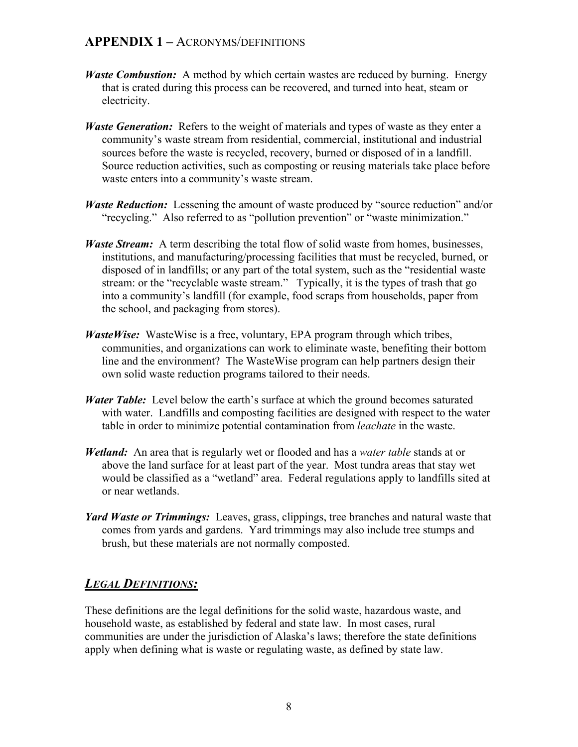## APPENDIX 1 – ACRONYMS/DEFINITIONS

***Waste Combustion:*** A method by which certain wastes are reduced by burning. Energy that is crated during this process can be recovered, and turned into heat, steam or electricity.

***Waste Generation:*** Refers to the weight of materials and types of waste as they enter a community's waste stream from residential, commercial, institutional and industrial sources before the waste is recycled, recovery, burned or disposed of in a landfill. Source reduction activities, such as composting or reusing materials take place before waste enters into a community's waste stream.

***Waste Reduction:*** Lessening the amount of waste produced by "source reduction" and/or "recycling." Also referred to as "pollution prevention" or "waste minimization."

***Waste Stream:*** A term describing the total flow of solid waste from homes, businesses, institutions, and manufacturing/processing facilities that must be recycled, burned, or disposed of in landfills; or any part of the total system, such as the "residential waste stream: or the "recyclable waste stream." Typically, it is the types of trash that go into a community's landfill (for example, food scraps from households, paper from the school, and packaging from stores).

***WasteWise:*** WasteWise is a free, voluntary, EPA program through which tribes, communities, and organizations can work to eliminate waste, benefiting their bottom line and the environment? The WasteWise program can help partners design their own solid waste reduction programs tailored to their needs.

***Water Table:*** Level below the earth's surface at which the ground becomes saturated with water. Landfills and composting facilities are designed with respect to the water table in order to minimize potential contamination from *leachate* in the waste.

***Wetland:*** An area that is regularly wet or flooded and has a *water table* stands at or above the land surface for at least part of the year. Most tundra areas that stay wet would be classified as a "wetland" area. Federal regulations apply to landfills sited at or near wetlands.

***Yard Waste or Trimmings:*** Leaves, grass, clippings, tree branches and natural waste that comes from yards and gardens. Yard trimmings may also include tree stumps and brush, but these materials are not normally composted.

### ***LEGAL DEFINITIONS:***

These definitions are the legal definitions for the solid waste, hazardous waste, and household waste, as established by federal and state law. In most cases, rural communities are under the jurisdiction of Alaska's laws; therefore the state definitions apply when defining what is waste or regulating waste, as defined by state law.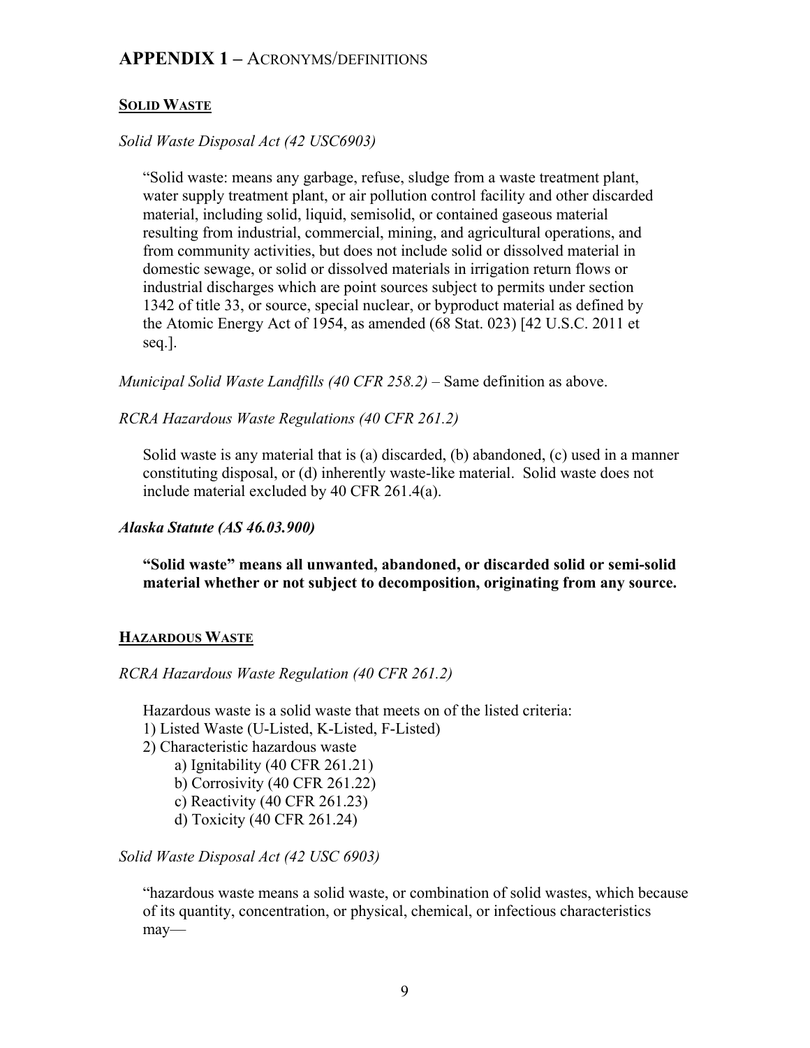## APPENDIX 1 – ACRONYMS/DEFINITIONS

**SOLID WASTE**

*Solid Waste Disposal Act (42 USC6903)*

> "Solid waste: means any garbage, refuse, sludge from a waste treatment plant, water supply treatment plant, or air pollution control facility and other discarded material, including solid, liquid, semisolid, or contained gaseous material resulting from industrial, commercial, mining, and agricultural operations, and from community activities, but does not include solid or dissolved material in domestic sewage, or solid or dissolved materials in irrigation return flows or industrial discharges which are point sources subject to permits under section 1342 of title 33, or source, special nuclear, or byproduct material as defined by the Atomic Energy Act of 1954, as amended (68 Stat. 023) [42 U.S.C. 2011 et seq.].

*Municipal Solid Waste Landfills (40 CFR 258.2)* – Same definition as above.

*RCRA Hazardous Waste Regulations (40 CFR 261.2)*

> Solid waste is any material that is (a) discarded, (b) abandoned, (c) used in a manner constituting disposal, or (d) inherently waste-like material. Solid waste does not include material excluded by 40 CFR 261.4(a).

***Alaska Statute (AS 46.03.900)***

> **"Solid waste" means all unwanted, abandoned, or discarded solid or semi-solid material whether or not subject to decomposition, originating from any source.**

**HAZARDOUS WASTE**

*RCRA Hazardous Waste Regulation (40 CFR 261.2)*

Hazardous waste is a solid waste that meets on of the listed criteria:

1) Listed Waste (U-Listed, K-Listed, F-Listed)
2) Characteristic hazardous waste
   - a) Ignitability (40 CFR 261.21)
   - b) Corrosivity (40 CFR 261.22)
   - c) Reactivity (40 CFR 261.23)
   - d) Toxicity (40 CFR 261.24)

*Solid Waste Disposal Act (42 USC 6903)*

> "hazardous waste means a solid waste, or combination of solid wastes, which because of its quantity, concentration, or physical, chemical, or infectious characteristics may—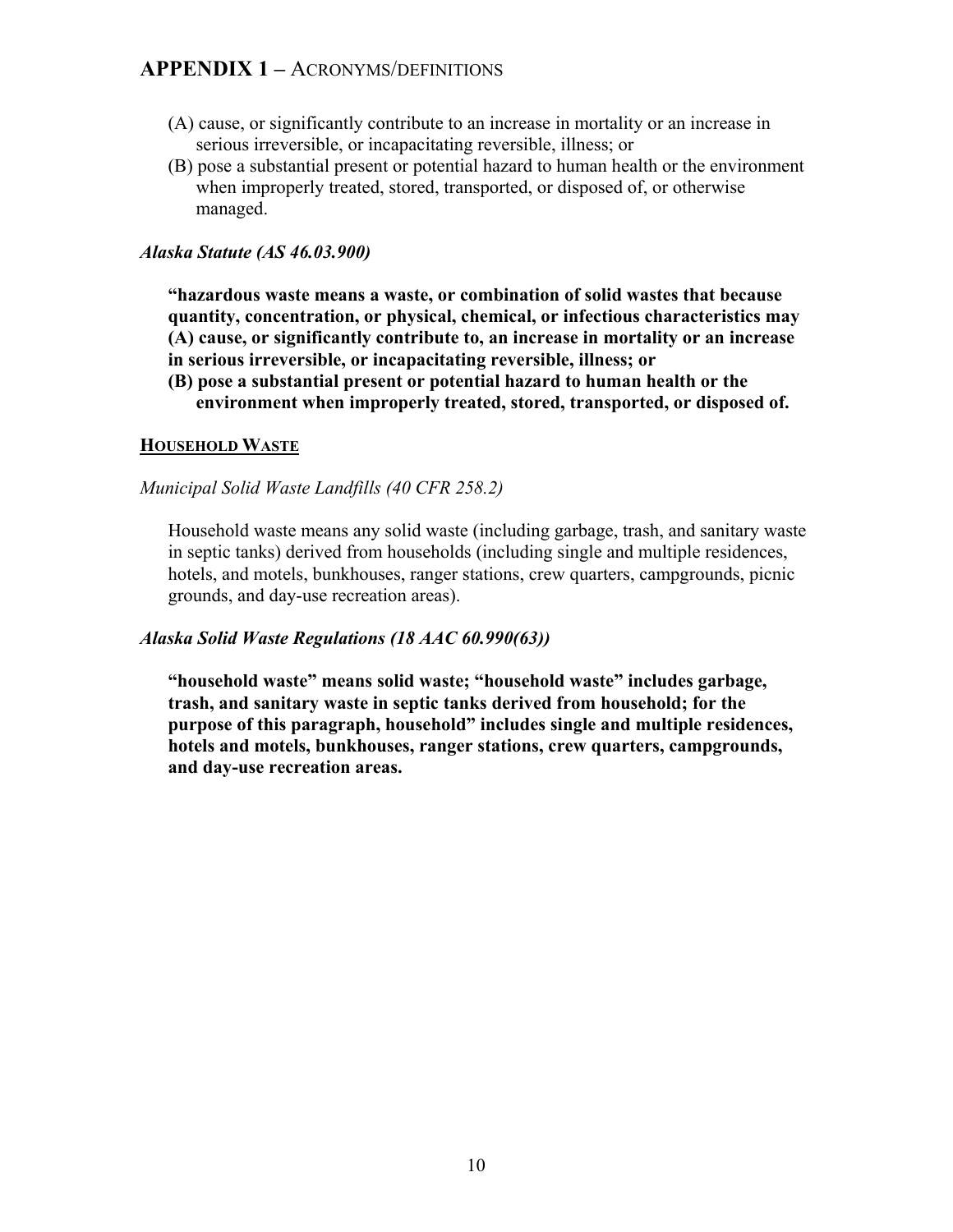## APPENDIX 1 – ACRONYMS/DEFINITIONS

(A) cause, or significantly contribute to an increase in mortality or an increase in serious irreversible, or incapacitating reversible, illness; or

(B) pose a substantial present or potential hazard to human health or the environment when improperly treated, stored, transported, or disposed of, or otherwise managed.

***Alaska Statute (AS 46.03.900)***

**"hazardous waste means a waste, or combination of solid wastes that because quantity, concentration, or physical, chemical, or infectious characteristics may (A) cause, or significantly contribute to, an increase in mortality or an increase in serious irreversible, or incapacitating reversible, illness; or**

**(B) pose a substantial present or potential hazard to human health or the environment when improperly treated, stored, transported, or disposed of.**

**HOUSEHOLD WASTE**

*Municipal Solid Waste Landfills (40 CFR 258.2)*

Household waste means any solid waste (including garbage, trash, and sanitary waste in septic tanks) derived from households (including single and multiple residences, hotels, and motels, bunkhouses, ranger stations, crew quarters, campgrounds, picnic grounds, and day-use recreation areas).

***Alaska Solid Waste Regulations (18 AAC 60.990(63))***

**"household waste" means solid waste; "household waste" includes garbage, trash, and sanitary waste in septic tanks derived from household; for the purpose of this paragraph, household" includes single and multiple residences, hotels and motels, bunkhouses, ranger stations, crew quarters, campgrounds, and day-use recreation areas.**